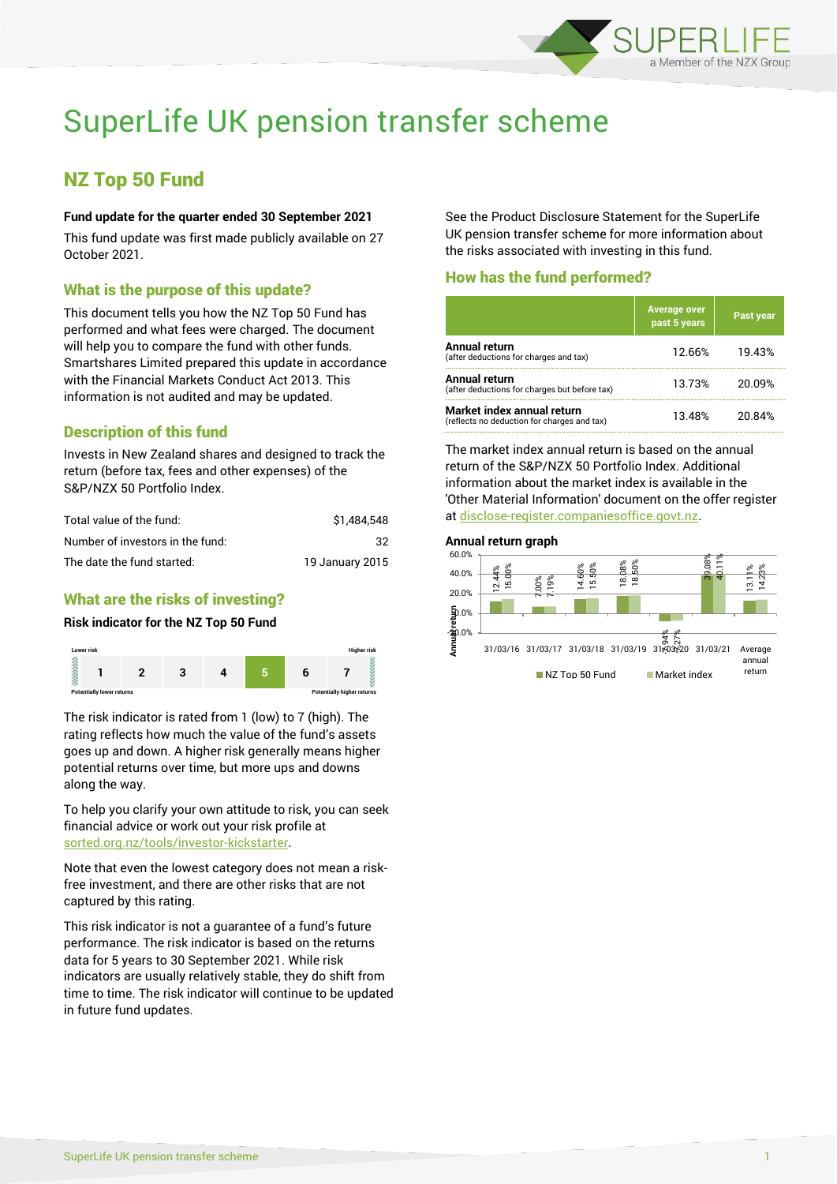# SuperLife UK pension transfer scheme

## NZ Top 50 Fund

**Fund update for the quarter ended 30 September 2021**

This fund update was first made publicly available on 27 October 2021.

### What is the purpose of this update?

This document tells you how the NZ Top 50 Fund has performed and what fees were charged. The document will help you to compare the fund with other funds. Smartshares Limited prepared this update in accordance with the Financial Markets Conduct Act 2013. This information is not audited and may be updated.

### Description of this fund

Invests in New Zealand shares and designed to track the return (before tax, fees and other expenses) of the S&P/NZX 50 Portfolio Index.

| | |
|---|---|
| Total value of the fund: | $1,484,548 |
| Number of investors in the fund: | 32 |
| The date the fund started: | 19 January 2015 |

### What are the risks of investing?

**Risk indicator for the NZ Top 50 Fund**

| Lower risk | | | | | | Higher risk |
|---|---|---|---|---|---|---|
| 1 | 2 | 3 | 4 | **5** | 6 | 7 |
| Potentially lower returns | | | | | | Potentially higher returns |

The risk indicator is rated from 1 (low) to 7 (high). The rating reflects how much the value of the fund's assets goes up and down. A higher risk generally means higher potential returns over time, but more ups and downs along the way.

To help you clarify your own attitude to risk, you can seek financial advice or work out your risk profile at sorted.org.nz/tools/investor-kickstarter.

Note that even the lowest category does not mean a risk-free investment, and there are other risks that are not captured by this rating.

This risk indicator is not a guarantee of a fund's future performance. The risk indicator is based on the returns data for 5 years to 30 September 2021. While risk indicators are usually relatively stable, they do shift from time to time. The risk indicator will continue to be updated in future fund updates.

See the Product Disclosure Statement for the SuperLife UK pension transfer scheme for more information about the risks associated with investing in this fund.

### How has the fund performed?

| | Average over past 5 years | Past year |
|---|---|---|
| **Annual return** (after deductions for charges and tax) | 12.66% | 19.43% |
| **Annual return** (after deductions for charges but before tax) | 13.73% | 20.09% |
| **Market index annual return** (reflects no deduction for charges and tax) | 13.48% | 20.84% |

The market index annual return is based on the annual return of the S&P/NZX 50 Portfolio Index. Additional information about the market index is available in the 'Other Material Information' document on the offer register at disclose-register.companiesoffice.govt.nz.

**Annual return graph**

| | NZ Top 50 Fund | Market index |
|---|---|---|
| 31/03/16 | 12.44% | 15.00% |
| 31/03/17 | 7.00% | 7.19% |
| 31/03/18 | 14.60% | 15.50% |
| 31/03/19 | 18.08% | 18.50% |
| 31/03/20 | -5.94% | -5.27% |
| 31/03/21 | 39.08% | 40.11% |
| Average annual return | 13.11% | 14.23% |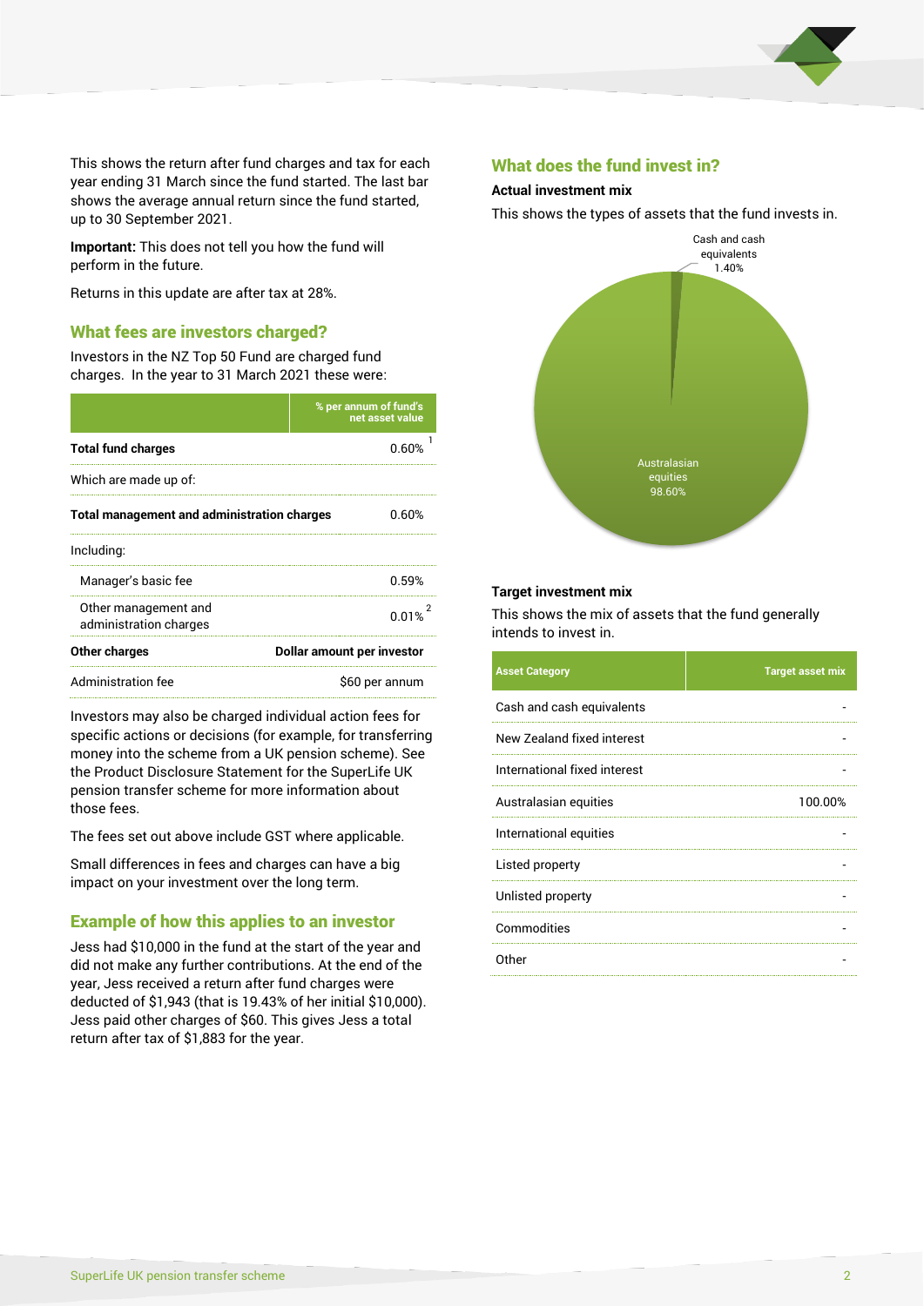This shows the return after fund charges and tax for each year ending 31 March since the fund started. The last bar shows the average annual return since the fund started, up to 30 September 2021.

**Important:** This does not tell you how the fund will perform in the future.

Returns in this update are after tax at 28%.

## What fees are investors charged?

Investors in the NZ Top 50 Fund are charged fund charges. In the year to 31 March 2021 these were:

| | % per annum of fund's net asset value |
|---|---|
| **Total fund charges** | 0.60% [1] |
| Which are made up of: | |
| **Total management and administration charges** | 0.60% |
| Including: | |
| Manager's basic fee | 0.59% |
| Other management and administration charges | 0.01% [2] |
| **Other charges** | **Dollar amount per investor** |
| Administration fee | $60 per annum |

Investors may also be charged individual action fees for specific actions or decisions (for example, for transferring money into the scheme from a UK pension scheme). See the Product Disclosure Statement for the SuperLife UK pension transfer scheme for more information about those fees.

The fees set out above include GST where applicable.

Small differences in fees and charges can have a big impact on your investment over the long term.

## Example of how this applies to an investor

Jess had $10,000 in the fund at the start of the year and did not make any further contributions. At the end of the year, Jess received a return after fund charges were deducted of $1,943 (that is 19.43% of her initial $10,000). Jess paid other charges of $60. This gives Jess a total return after tax of $1,883 for the year.

## What does the fund invest in?

### Actual investment mix

This shows the types of assets that the fund invests in.

Cash and cash equivalents 1.40%

Australasian equities 98.60%

### Target investment mix

This shows the mix of assets that the fund generally intends to invest in.

| Asset Category | Target asset mix |
|---|---|
| Cash and cash equivalents | - |
| New Zealand fixed interest | - |
| International fixed interest | - |
| Australasian equities | 100.00% |
| International equities | - |
| Listed property | - |
| Unlisted property | - |
| Commodities | - |
| Other | - |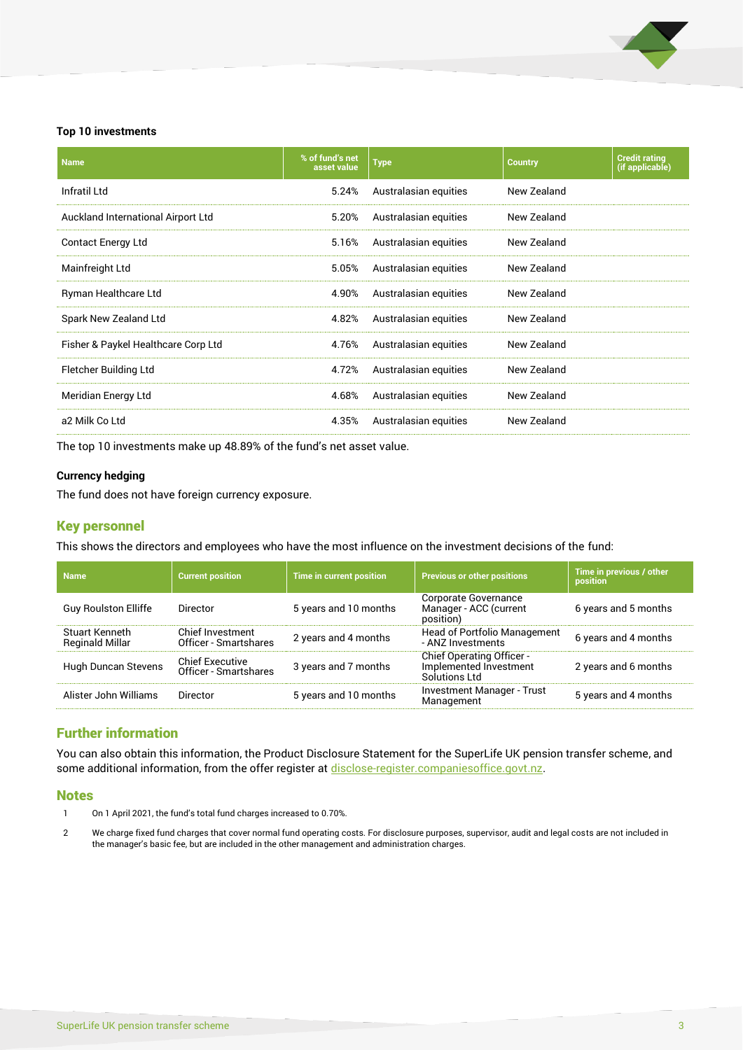### Top 10 investments

| Name | % of fund's net asset value | Type | Country | Credit rating (if applicable) |
|---|---|---|---|---|
| Infratil Ltd | 5.24% | Australasian equities | New Zealand | |
| Auckland International Airport Ltd | 5.20% | Australasian equities | New Zealand | |
| Contact Energy Ltd | 5.16% | Australasian equities | New Zealand | |
| Mainfreight Ltd | 5.05% | Australasian equities | New Zealand | |
| Ryman Healthcare Ltd | 4.90% | Australasian equities | New Zealand | |
| Spark New Zealand Ltd | 4.82% | Australasian equities | New Zealand | |
| Fisher & Paykel Healthcare Corp Ltd | 4.76% | Australasian equities | New Zealand | |
| Fletcher Building Ltd | 4.72% | Australasian equities | New Zealand | |
| Meridian Energy Ltd | 4.68% | Australasian equities | New Zealand | |
| a2 Milk Co Ltd | 4.35% | Australasian equities | New Zealand | |

The top 10 investments make up 48.89% of the fund's net asset value.

### Currency hedging

The fund does not have foreign currency exposure.

## Key personnel

This shows the directors and employees who have the most influence on the investment decisions of the fund:

| Name | Current position | Time in current position | Previous or other positions | Time in previous / other position |
|---|---|---|---|---|
| Guy Roulston Elliffe | Director | 5 years and 10 months | Corporate Governance Manager - ACC (current position) | 6 years and 5 months |
| Stuart Kenneth Reginald Millar | Chief Investment Officer - Smartshares | 2 years and 4 months | Head of Portfolio Management - ANZ Investments | 6 years and 4 months |
| Hugh Duncan Stevens | Chief Executive Officer - Smartshares | 3 years and 7 months | Chief Operating Officer - Implemented Investment Solutions Ltd | 2 years and 6 months |
| Alister John Williams | Director | 5 years and 10 months | Investment Manager - Trust Management | 5 years and 4 months |

## Further information

You can also obtain this information, the Product Disclosure Statement for the SuperLife UK pension transfer scheme, and some additional information, from the offer register at disclose-register.companiesoffice.govt.nz.

## Notes

1. On 1 April 2021, the fund's total fund charges increased to 0.70%.
2. We charge fixed fund charges that cover normal fund operating costs. For disclosure purposes, supervisor, audit and legal costs are not included in the manager's basic fee, but are included in the other management and administration charges.